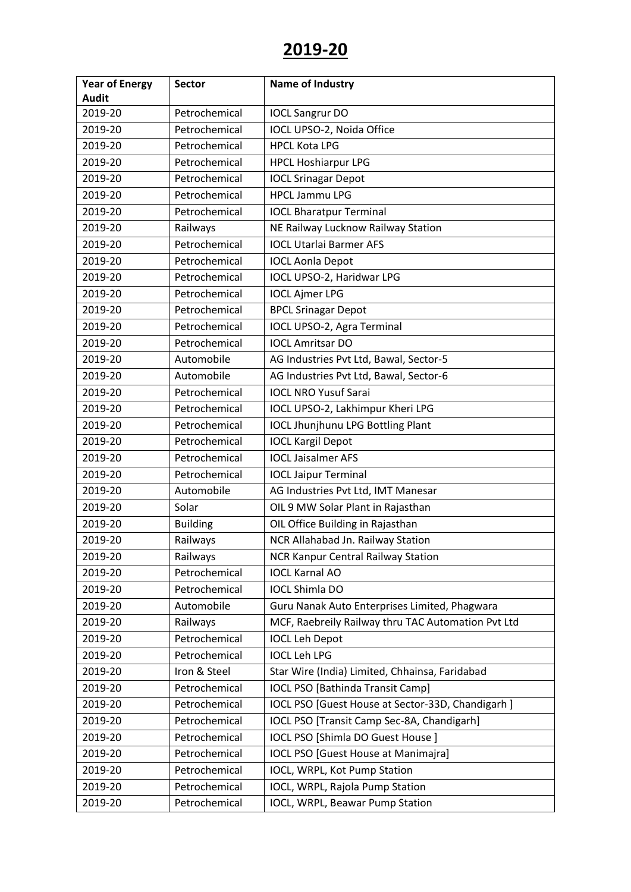# 2019-20

| Year of Energy Audit | Sector | Name of Industry |
|---|---|---|
| 2019-20 | Petrochemical | IOCL Sangrur DO |
| 2019-20 | Petrochemical | IOCL UPSO-2, Noida Office |
| 2019-20 | Petrochemical | HPCL Kota LPG |
| 2019-20 | Petrochemical | HPCL Hoshiarpur LPG |
| 2019-20 | Petrochemical | IOCL Srinagar Depot |
| 2019-20 | Petrochemical | HPCL Jammu LPG |
| 2019-20 | Petrochemical | IOCL Bharatpur Terminal |
| 2019-20 | Railways | NE Railway Lucknow Railway Station |
| 2019-20 | Petrochemical | IOCL Utarlai Barmer AFS |
| 2019-20 | Petrochemical | IOCL Aonla Depot |
| 2019-20 | Petrochemical | IOCL UPSO-2, Haridwar LPG |
| 2019-20 | Petrochemical | IOCL Ajmer LPG |
| 2019-20 | Petrochemical | BPCL Srinagar Depot |
| 2019-20 | Petrochemical | IOCL UPSO-2, Agra Terminal |
| 2019-20 | Petrochemical | IOCL Amritsar DO |
| 2019-20 | Automobile | AG Industries Pvt Ltd, Bawal, Sector-5 |
| 2019-20 | Automobile | AG Industries Pvt Ltd, Bawal, Sector-6 |
| 2019-20 | Petrochemical | IOCL NRO Yusuf Sarai |
| 2019-20 | Petrochemical | IOCL UPSO-2, Lakhimpur Kheri LPG |
| 2019-20 | Petrochemical | IOCL Jhunjhunu LPG Bottling Plant |
| 2019-20 | Petrochemical | IOCL Kargil Depot |
| 2019-20 | Petrochemical | IOCL Jaisalmer AFS |
| 2019-20 | Petrochemical | IOCL Jaipur Terminal |
| 2019-20 | Automobile | AG Industries Pvt Ltd, IMT Manesar |
| 2019-20 | Solar | OIL 9 MW Solar Plant in Rajasthan |
| 2019-20 | Building | OIL Office Building in Rajasthan |
| 2019-20 | Railways | NCR Allahabad Jn. Railway Station |
| 2019-20 | Railways | NCR Kanpur Central Railway Station |
| 2019-20 | Petrochemical | IOCL Karnal AO |
| 2019-20 | Petrochemical | IOCL Shimla DO |
| 2019-20 | Automobile | Guru Nanak Auto Enterprises Limited, Phagwara |
| 2019-20 | Railways | MCF, Raebreily Railway thru TAC Automation Pvt Ltd |
| 2019-20 | Petrochemical | IOCL Leh Depot |
| 2019-20 | Petrochemical | IOCL Leh LPG |
| 2019-20 | Iron & Steel | Star Wire (India) Limited, Chhainsa, Faridabad |
| 2019-20 | Petrochemical | IOCL PSO [Bathinda Transit Camp] |
| 2019-20 | Petrochemical | IOCL PSO [Guest House at Sector-33D, Chandigarh ] |
| 2019-20 | Petrochemical | IOCL PSO [Transit Camp Sec-8A, Chandigarh] |
| 2019-20 | Petrochemical | IOCL PSO [Shimla DO Guest House ] |
| 2019-20 | Petrochemical | IOCL PSO [Guest House at Manimajra] |
| 2019-20 | Petrochemical | IOCL, WRPL, Kot Pump Station |
| 2019-20 | Petrochemical | IOCL, WRPL, Rajola Pump Station |
| 2019-20 | Petrochemical | IOCL, WRPL, Beawar Pump Station |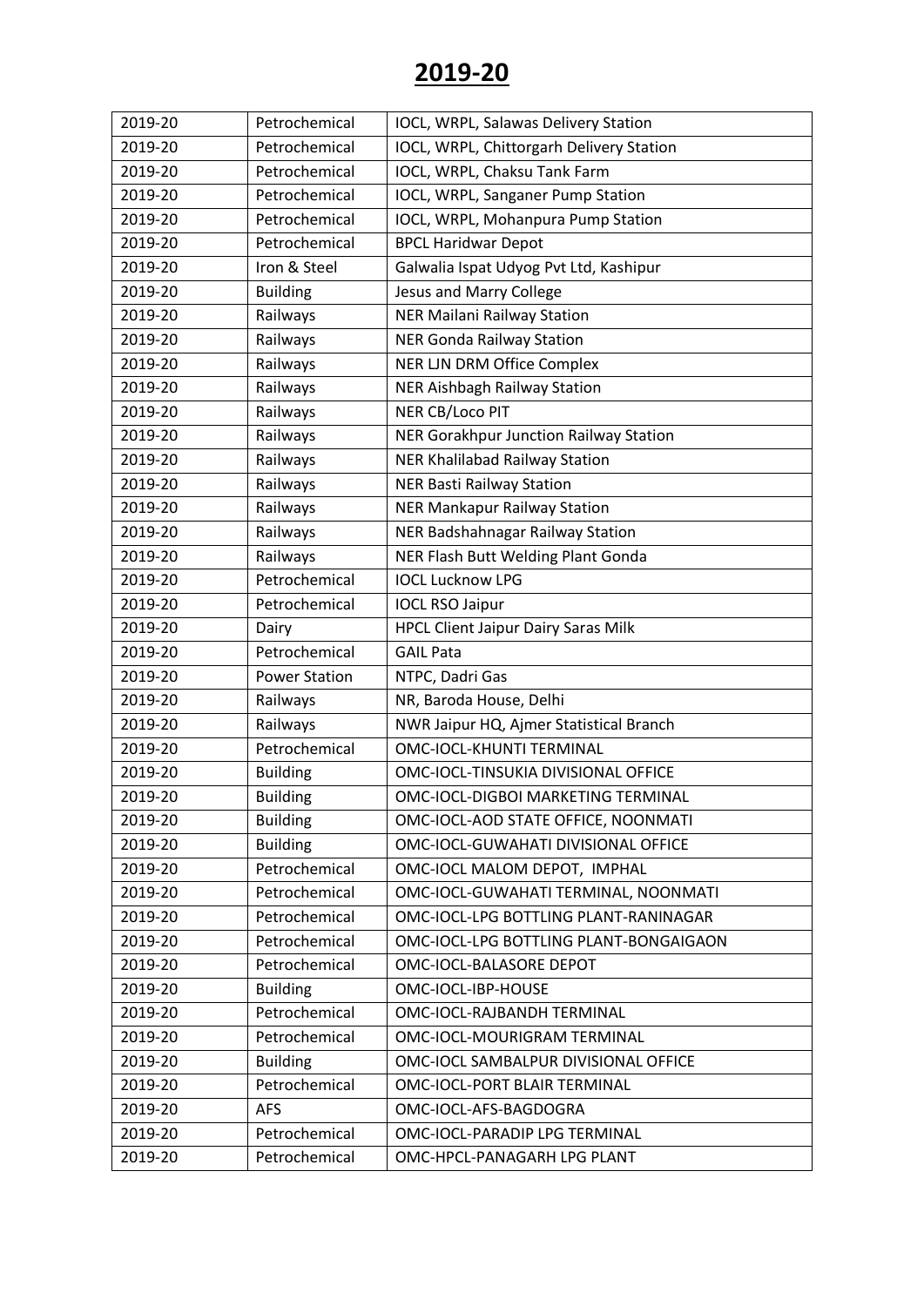# 2019-20

| 2019-20 | Petrochemical | IOCL, WRPL, Salawas Delivery Station |
|---|---|---|
| 2019-20 | Petrochemical | IOCL, WRPL, Chittorgarh Delivery Station |
| 2019-20 | Petrochemical | IOCL, WRPL, Chaksu Tank Farm |
| 2019-20 | Petrochemical | IOCL, WRPL, Sanganer Pump Station |
| 2019-20 | Petrochemical | IOCL, WRPL, Mohanpura Pump Station |
| 2019-20 | Petrochemical | BPCL Haridwar Depot |
| 2019-20 | Iron & Steel | Galwalia Ispat Udyog Pvt Ltd, Kashipur |
| 2019-20 | Building | Jesus and Marry College |
| 2019-20 | Railways | NER Mailani Railway Station |
| 2019-20 | Railways | NER Gonda Railway Station |
| 2019-20 | Railways | NER LJN DRM Office Complex |
| 2019-20 | Railways | NER Aishbagh Railway Station |
| 2019-20 | Railways | NER CB/Loco PIT |
| 2019-20 | Railways | NER Gorakhpur Junction Railway Station |
| 2019-20 | Railways | NER Khalilabad Railway Station |
| 2019-20 | Railways | NER Basti Railway Station |
| 2019-20 | Railways | NER Mankapur Railway Station |
| 2019-20 | Railways | NER Badshahnagar Railway Station |
| 2019-20 | Railways | NER Flash Butt Welding Plant Gonda |
| 2019-20 | Petrochemical | IOCL Lucknow LPG |
| 2019-20 | Petrochemical | IOCL RSO Jaipur |
| 2019-20 | Dairy | HPCL Client Jaipur Dairy Saras Milk |
| 2019-20 | Petrochemical | GAIL Pata |
| 2019-20 | Power Station | NTPC, Dadri Gas |
| 2019-20 | Railways | NR, Baroda House, Delhi |
| 2019-20 | Railways | NWR Jaipur HQ, Ajmer Statistical Branch |
| 2019-20 | Petrochemical | OMC-IOCL-KHUNTI TERMINAL |
| 2019-20 | Building | OMC-IOCL-TINSUKIA DIVISIONAL OFFICE |
| 2019-20 | Building | OMC-IOCL-DIGBOI MARKETING TERMINAL |
| 2019-20 | Building | OMC-IOCL-AOD STATE OFFICE, NOONMATI |
| 2019-20 | Building | OMC-IOCL-GUWAHATI DIVISIONAL OFFICE |
| 2019-20 | Petrochemical | OMC-IOCL MALOM DEPOT, IMPHAL |
| 2019-20 | Petrochemical | OMC-IOCL-GUWAHATI TERMINAL, NOONMATI |
| 2019-20 | Petrochemical | OMC-IOCL-LPG BOTTLING PLANT-RANINAGAR |
| 2019-20 | Petrochemical | OMC-IOCL-LPG BOTTLING PLANT-BONGAIGAON |
| 2019-20 | Petrochemical | OMC-IOCL-BALASORE DEPOT |
| 2019-20 | Building | OMC-IOCL-IBP-HOUSE |
| 2019-20 | Petrochemical | OMC-IOCL-RAJBANDH TERMINAL |
| 2019-20 | Petrochemical | OMC-IOCL-MOURIGRAM TERMINAL |
| 2019-20 | Building | OMC-IOCL SAMBALPUR DIVISIONAL OFFICE |
| 2019-20 | Petrochemical | OMC-IOCL-PORT BLAIR TERMINAL |
| 2019-20 | AFS | OMC-IOCL-AFS-BAGDOGRA |
| 2019-20 | Petrochemical | OMC-IOCL-PARADIP LPG TERMINAL |
| 2019-20 | Petrochemical | OMC-HPCL-PANAGARH LPG PLANT |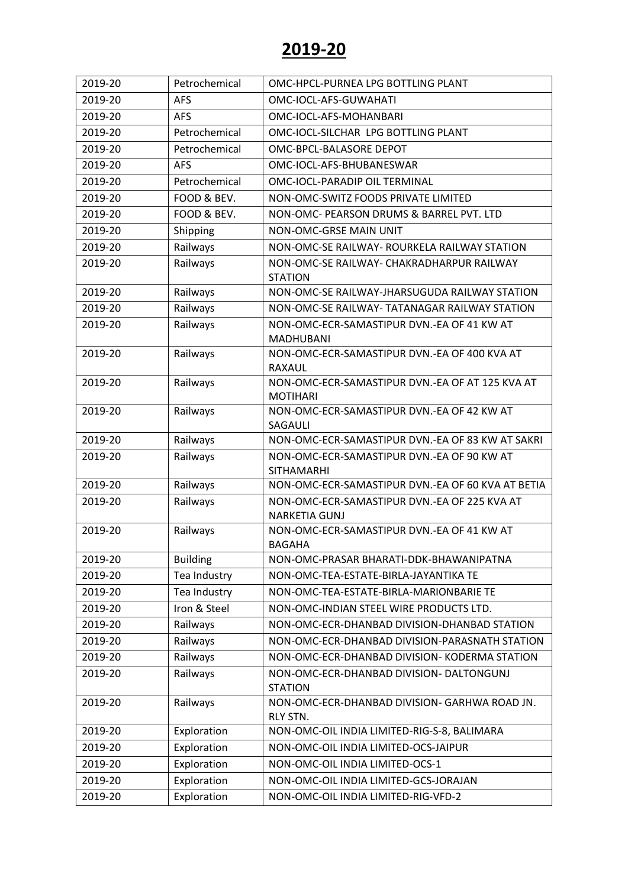# 2019-20

| | | |
|---|---|---|
| 2019-20 | Petrochemical | OMC-HPCL-PURNEA LPG BOTTLING PLANT |
| 2019-20 | AFS | OMC-IOCL-AFS-GUWAHATI |
| 2019-20 | AFS | OMC-IOCL-AFS-MOHANBARI |
| 2019-20 | Petrochemical | OMC-IOCL-SILCHAR LPG BOTTLING PLANT |
| 2019-20 | Petrochemical | OMC-BPCL-BALASORE DEPOT |
| 2019-20 | AFS | OMC-IOCL-AFS-BHUBANESWAR |
| 2019-20 | Petrochemical | OMC-IOCL-PARADIP OIL TERMINAL |
| 2019-20 | FOOD & BEV. | NON-OMC-SWITZ FOODS PRIVATE LIMITED |
| 2019-20 | FOOD & BEV. | NON-OMC- PEARSON DRUMS & BARREL PVT. LTD |
| 2019-20 | Shipping | NON-OMC-GRSE MAIN UNIT |
| 2019-20 | Railways | NON-OMC-SE RAILWAY- ROURKELA RAILWAY STATION |
| 2019-20 | Railways | NON-OMC-SE RAILWAY- CHAKRADHARPUR RAILWAY STATION |
| 2019-20 | Railways | NON-OMC-SE RAILWAY-JHARSUGUDA RAILWAY STATION |
| 2019-20 | Railways | NON-OMC-SE RAILWAY- TATANAGAR RAILWAY STATION |
| 2019-20 | Railways | NON-OMC-ECR-SAMASTIPUR DVN.-EA OF 41 KW AT MADHUBANI |
| 2019-20 | Railways | NON-OMC-ECR-SAMASTIPUR DVN.-EA OF 400 KVA AT RAXAUL |
| 2019-20 | Railways | NON-OMC-ECR-SAMASTIPUR DVN.-EA OF AT 125 KVA AT MOTIHARI |
| 2019-20 | Railways | NON-OMC-ECR-SAMASTIPUR DVN.-EA OF 42 KW AT SAGAULI |
| 2019-20 | Railways | NON-OMC-ECR-SAMASTIPUR DVN.-EA OF 83 KW AT SAKRI |
| 2019-20 | Railways | NON-OMC-ECR-SAMASTIPUR DVN.-EA OF 90 KW AT SITHAMARHI |
| 2019-20 | Railways | NON-OMC-ECR-SAMASTIPUR DVN.-EA OF 60 KVA AT BETIA |
| 2019-20 | Railways | NON-OMC-ECR-SAMASTIPUR DVN.-EA OF 225 KVA AT NARKETIA GUNJ |
| 2019-20 | Railways | NON-OMC-ECR-SAMASTIPUR DVN.-EA OF 41 KW AT BAGAHA |
| 2019-20 | Building | NON-OMC-PRASAR BHARATI-DDK-BHAWANIPATNA |
| 2019-20 | Tea Industry | NON-OMC-TEA-ESTATE-BIRLA-JAYANTIKA TE |
| 2019-20 | Tea Industry | NON-OMC-TEA-ESTATE-BIRLA-MARIONBARIE TE |
| 2019-20 | Iron & Steel | NON-OMC-INDIAN STEEL WIRE PRODUCTS LTD. |
| 2019-20 | Railways | NON-OMC-ECR-DHANBAD DIVISION-DHANBAD STATION |
| 2019-20 | Railways | NON-OMC-ECR-DHANBAD DIVISION-PARASNATH STATION |
| 2019-20 | Railways | NON-OMC-ECR-DHANBAD DIVISION- KODERMA STATION |
| 2019-20 | Railways | NON-OMC-ECR-DHANBAD DIVISION- DALTONGUNJ STATION |
| 2019-20 | Railways | NON-OMC-ECR-DHANBAD DIVISION- GARHWA ROAD JN. RLY STN. |
| 2019-20 | Exploration | NON-OMC-OIL INDIA LIMITED-RIG-S-8, BALIMARA |
| 2019-20 | Exploration | NON-OMC-OIL INDIA LIMITED-OCS-JAIPUR |
| 2019-20 | Exploration | NON-OMC-OIL INDIA LIMITED-OCS-1 |
| 2019-20 | Exploration | NON-OMC-OIL INDIA LIMITED-GCS-JORAJAN |
| 2019-20 | Exploration | NON-OMC-OIL INDIA LIMITED-RIG-VFD-2 |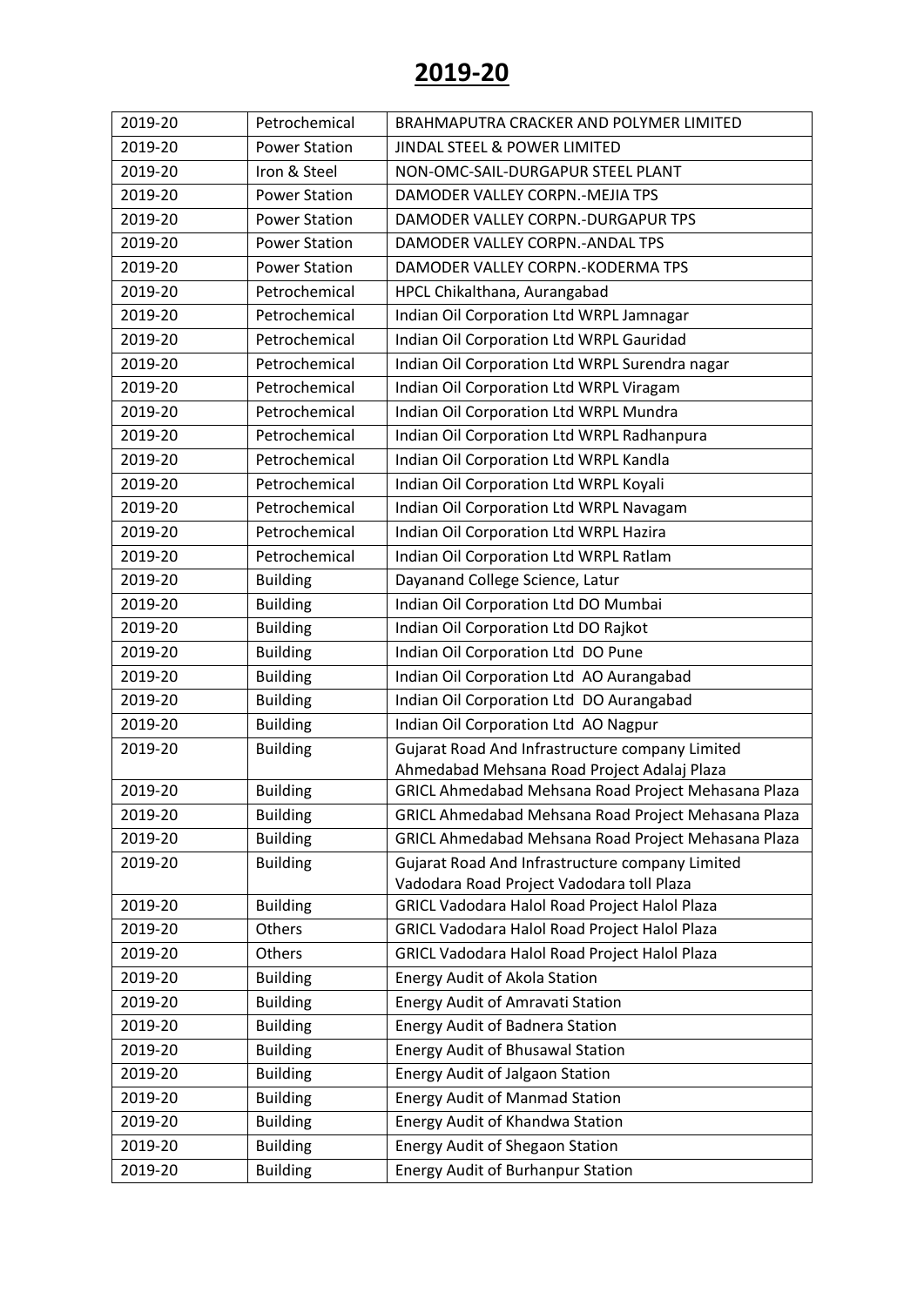# 2019-20

| 2019-20 | Petrochemical | BRAHMAPUTRA CRACKER AND POLYMER LIMITED |
|---|---|---|
| 2019-20 | Power Station | JINDAL STEEL & POWER LIMITED |
| 2019-20 | Iron & Steel | NON-OMC-SAIL-DURGAPUR STEEL PLANT |
| 2019-20 | Power Station | DAMODER VALLEY CORPN.-MEJIA TPS |
| 2019-20 | Power Station | DAMODER VALLEY CORPN.-DURGAPUR TPS |
| 2019-20 | Power Station | DAMODER VALLEY CORPN.-ANDAL TPS |
| 2019-20 | Power Station | DAMODER VALLEY CORPN.-KODERMA TPS |
| 2019-20 | Petrochemical | HPCL Chikalthana, Aurangabad |
| 2019-20 | Petrochemical | Indian Oil Corporation Ltd WRPL Jamnagar |
| 2019-20 | Petrochemical | Indian Oil Corporation Ltd WRPL Gauridad |
| 2019-20 | Petrochemical | Indian Oil Corporation Ltd WRPL Surendra nagar |
| 2019-20 | Petrochemical | Indian Oil Corporation Ltd WRPL Viragam |
| 2019-20 | Petrochemical | Indian Oil Corporation Ltd WRPL Mundra |
| 2019-20 | Petrochemical | Indian Oil Corporation Ltd WRPL Radhanpura |
| 2019-20 | Petrochemical | Indian Oil Corporation Ltd WRPL Kandla |
| 2019-20 | Petrochemical | Indian Oil Corporation Ltd WRPL Koyali |
| 2019-20 | Petrochemical | Indian Oil Corporation Ltd WRPL Navagam |
| 2019-20 | Petrochemical | Indian Oil Corporation Ltd WRPL Hazira |
| 2019-20 | Petrochemical | Indian Oil Corporation Ltd WRPL Ratlam |
| 2019-20 | Building | Dayanand College Science, Latur |
| 2019-20 | Building | Indian Oil Corporation Ltd DO Mumbai |
| 2019-20 | Building | Indian Oil Corporation Ltd DO Rajkot |
| 2019-20 | Building | Indian Oil Corporation Ltd DO Pune |
| 2019-20 | Building | Indian Oil Corporation Ltd AO Aurangabad |
| 2019-20 | Building | Indian Oil Corporation Ltd DO Aurangabad |
| 2019-20 | Building | Indian Oil Corporation Ltd AO Nagpur |
| 2019-20 | Building | Gujarat Road And Infrastructure company Limited Ahmedabad Mehsana Road Project Adalaj Plaza |
| 2019-20 | Building | GRICL Ahmedabad Mehsana Road Project Mehasana Plaza |
| 2019-20 | Building | GRICL Ahmedabad Mehsana Road Project Mehasana Plaza |
| 2019-20 | Building | GRICL Ahmedabad Mehsana Road Project Mehasana Plaza |
| 2019-20 | Building | Gujarat Road And Infrastructure company Limited Vadodara Road Project Vadodara toll Plaza |
| 2019-20 | Building | GRICL Vadodara Halol Road Project Halol Plaza |
| 2019-20 | Others | GRICL Vadodara Halol Road Project Halol Plaza |
| 2019-20 | Others | GRICL Vadodara Halol Road Project Halol Plaza |
| 2019-20 | Building | Energy Audit of Akola Station |
| 2019-20 | Building | Energy Audit of Amravati Station |
| 2019-20 | Building | Energy Audit of Badnera Station |
| 2019-20 | Building | Energy Audit of Bhusawal Station |
| 2019-20 | Building | Energy Audit of Jalgaon Station |
| 2019-20 | Building | Energy Audit of Manmad Station |
| 2019-20 | Building | Energy Audit of Khandwa Station |
| 2019-20 | Building | Energy Audit of Shegaon Station |
| 2019-20 | Building | Energy Audit of Burhanpur Station |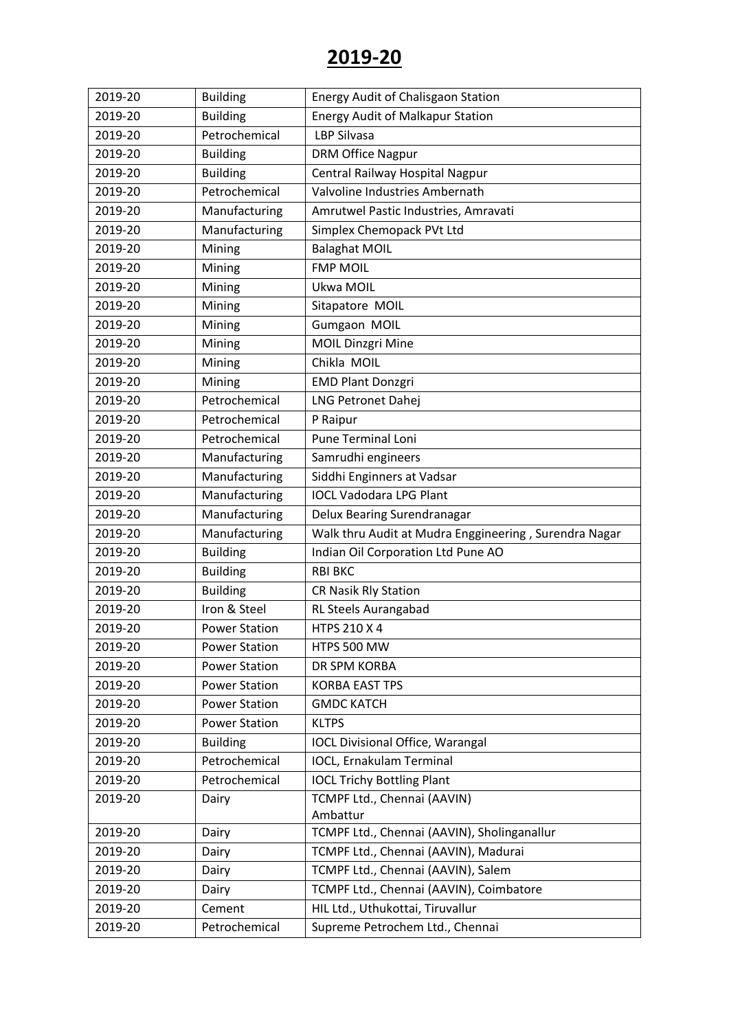# 2019-20

| | | |
|---|---|---|
| 2019-20 | Building | Energy Audit of Chalisgaon Station |
| 2019-20 | Building | Energy Audit of Malkapur Station |
| 2019-20 | Petrochemical | LBP Silvasa |
| 2019-20 | Building | DRM Office Nagpur |
| 2019-20 | Building | Central Railway Hospital Nagpur |
| 2019-20 | Petrochemical | Valvoline Industries Ambernath |
| 2019-20 | Manufacturing | Amrutwel Pastic Industries, Amravati |
| 2019-20 | Manufacturing | Simplex Chemopack PVt Ltd |
| 2019-20 | Mining | Balaghat MOIL |
| 2019-20 | Mining | FMP MOIL |
| 2019-20 | Mining | Ukwa MOIL |
| 2019-20 | Mining | Sitapatore MOIL |
| 2019-20 | Mining | Gumgaon MOIL |
| 2019-20 | Mining | MOIL Dinzgri Mine |
| 2019-20 | Mining | Chikla MOIL |
| 2019-20 | Mining | EMD Plant Donzgri |
| 2019-20 | Petrochemical | LNG Petronet Dahej |
| 2019-20 | Petrochemical | P Raipur |
| 2019-20 | Petrochemical | Pune Terminal Loni |
| 2019-20 | Manufacturing | Samrudhi engineers |
| 2019-20 | Manufacturing | Siddhi Enginners at Vadsar |
| 2019-20 | Manufacturing | IOCL Vadodara LPG Plant |
| 2019-20 | Manufacturing | Delux Bearing Surendranagar |
| 2019-20 | Manufacturing | Walk thru Audit at Mudra Enggineering , Surendra Nagar |
| 2019-20 | Building | Indian Oil Corporation Ltd Pune AO |
| 2019-20 | Building | RBI BKC |
| 2019-20 | Building | CR Nasik Rly Station |
| 2019-20 | Iron & Steel | RL Steels Aurangabad |
| 2019-20 | Power Station | HTPS 210 X 4 |
| 2019-20 | Power Station | HTPS 500 MW |
| 2019-20 | Power Station | DR SPM KORBA |
| 2019-20 | Power Station | KORBA EAST TPS |
| 2019-20 | Power Station | GMDC KATCH |
| 2019-20 | Power Station | KLTPS |
| 2019-20 | Building | IOCL Divisional Office, Warangal |
| 2019-20 | Petrochemical | IOCL, Ernakulam Terminal |
| 2019-20 | Petrochemical | IOCL Trichy Bottling Plant |
| 2019-20 | Dairy | TCMPF Ltd., Chennai (AAVIN) Ambattur |
| 2019-20 | Dairy | TCMPF Ltd., Chennai (AAVIN), Sholinganallur |
| 2019-20 | Dairy | TCMPF Ltd., Chennai (AAVIN), Madurai |
| 2019-20 | Dairy | TCMPF Ltd., Chennai (AAVIN), Salem |
| 2019-20 | Dairy | TCMPF Ltd., Chennai (AAVIN), Coimbatore |
| 2019-20 | Cement | HIL Ltd., Uthukottai, Tiruvallur |
| 2019-20 | Petrochemical | Supreme Petrochem Ltd., Chennai |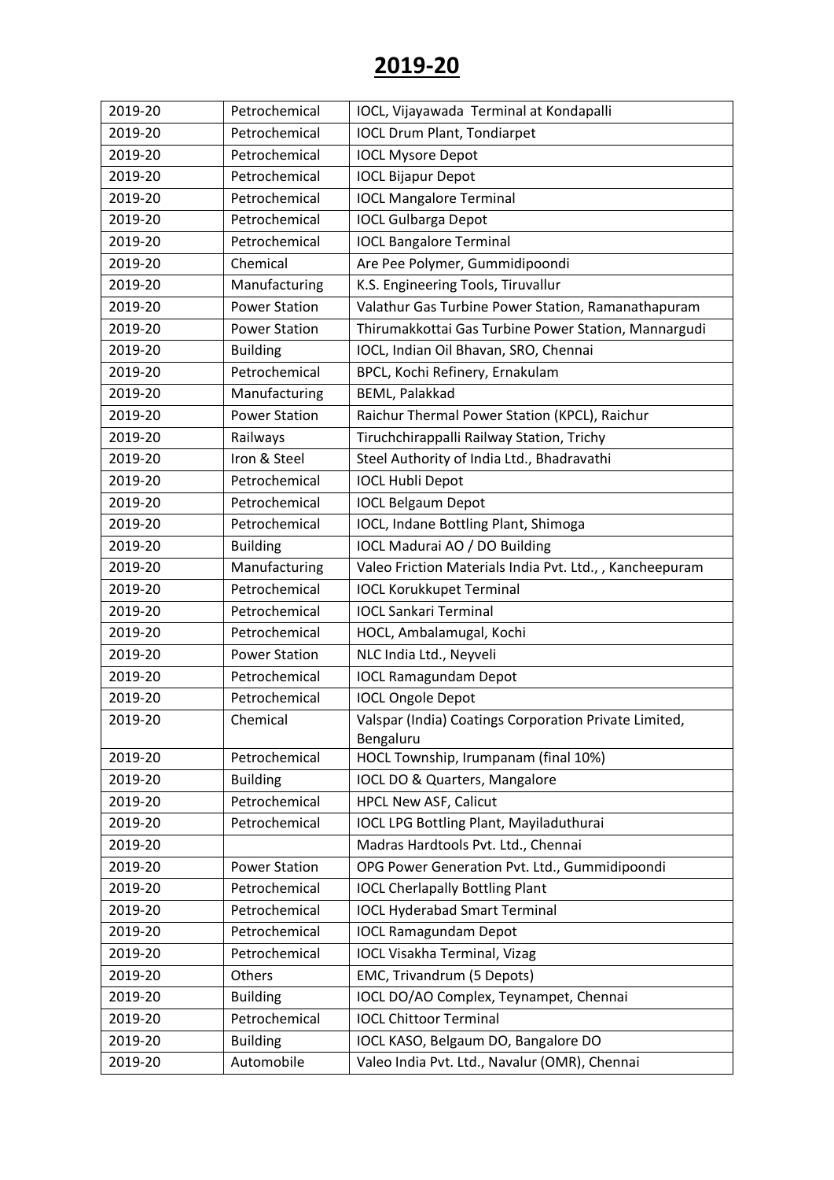# 2019-20

| | | |
|---|---|---|
| 2019-20 | Petrochemical | IOCL, Vijayawada Terminal at Kondapalli |
| 2019-20 | Petrochemical | IOCL Drum Plant, Tondiarpet |
| 2019-20 | Petrochemical | IOCL Mysore Depot |
| 2019-20 | Petrochemical | IOCL Bijapur Depot |
| 2019-20 | Petrochemical | IOCL Mangalore Terminal |
| 2019-20 | Petrochemical | IOCL Gulbarga Depot |
| 2019-20 | Petrochemical | IOCL Bangalore Terminal |
| 2019-20 | Chemical | Are Pee Polymer, Gummidipoondi |
| 2019-20 | Manufacturing | K.S. Engineering Tools, Tiruvallur |
| 2019-20 | Power Station | Valathur Gas Turbine Power Station, Ramanathapuram |
| 2019-20 | Power Station | Thirumakkottai Gas Turbine Power Station, Mannargudi |
| 2019-20 | Building | IOCL, Indian Oil Bhavan, SRO, Chennai |
| 2019-20 | Petrochemical | BPCL, Kochi Refinery, Ernakulam |
| 2019-20 | Manufacturing | BEML, Palakkad |
| 2019-20 | Power Station | Raichur Thermal Power Station (KPCL), Raichur |
| 2019-20 | Railways | Tiruchchirappalli Railway Station, Trichy |
| 2019-20 | Iron & Steel | Steel Authority of India Ltd., Bhadravathi |
| 2019-20 | Petrochemical | IOCL Hubli Depot |
| 2019-20 | Petrochemical | IOCL Belgaum Depot |
| 2019-20 | Petrochemical | IOCL, Indane Bottling Plant, Shimoga |
| 2019-20 | Building | IOCL Madurai AO / DO Building |
| 2019-20 | Manufacturing | Valeo Friction Materials India Pvt. Ltd., , Kancheepuram |
| 2019-20 | Petrochemical | IOCL Korukkupet Terminal |
| 2019-20 | Petrochemical | IOCL Sankari Terminal |
| 2019-20 | Petrochemical | HOCL, Ambalamugal, Kochi |
| 2019-20 | Power Station | NLC India Ltd., Neyveli |
| 2019-20 | Petrochemical | IOCL Ramagundam Depot |
| 2019-20 | Petrochemical | IOCL Ongole Depot |
| 2019-20 | Chemical | Valspar (India) Coatings Corporation Private Limited, Bengaluru |
| 2019-20 | Petrochemical | HOCL Township, Irumpanam (final 10%) |
| 2019-20 | Building | IOCL DO & Quarters, Mangalore |
| 2019-20 | Petrochemical | HPCL New ASF, Calicut |
| 2019-20 | Petrochemical | IOCL LPG Bottling Plant, Mayiladuthurai |
| 2019-20 | | Madras Hardtools Pvt. Ltd., Chennai |
| 2019-20 | Power Station | OPG Power Generation Pvt. Ltd., Gummidipoondi |
| 2019-20 | Petrochemical | IOCL Cherlapally Bottling Plant |
| 2019-20 | Petrochemical | IOCL Hyderabad Smart Terminal |
| 2019-20 | Petrochemical | IOCL Ramagundam Depot |
| 2019-20 | Petrochemical | IOCL Visakha Terminal, Vizag |
| 2019-20 | Others | EMC, Trivandrum (5 Depots) |
| 2019-20 | Building | IOCL DO/AO Complex, Teynampet, Chennai |
| 2019-20 | Petrochemical | IOCL Chittoor Terminal |
| 2019-20 | Building | IOCL KASO, Belgaum DO, Bangalore DO |
| 2019-20 | Automobile | Valeo India Pvt. Ltd., Navalur (OMR), Chennai |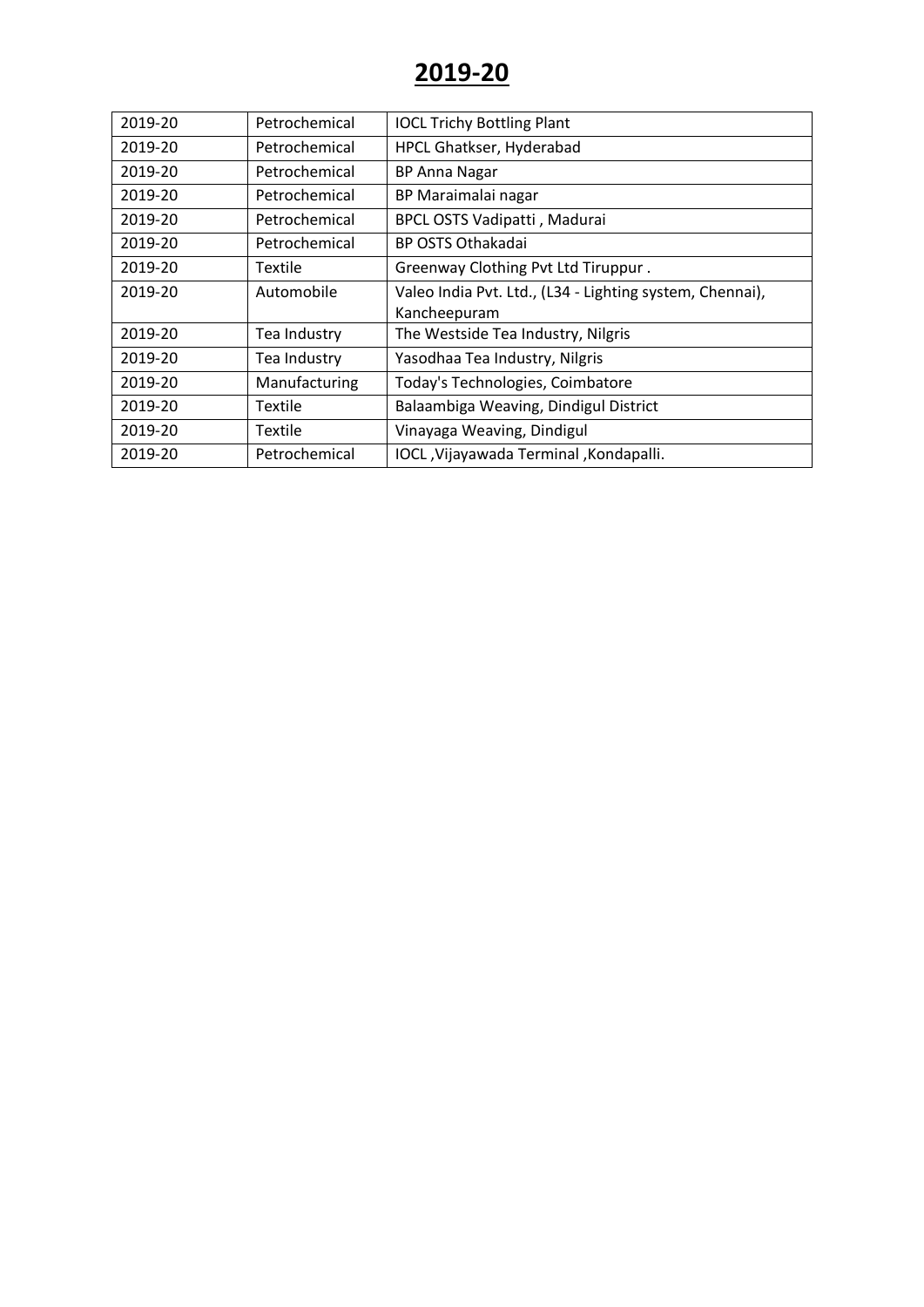# 2019-20

| | | |
|---|---|---|
| 2019-20 | Petrochemical | IOCL Trichy Bottling Plant |
| 2019-20 | Petrochemical | HPCL Ghatkser, Hyderabad |
| 2019-20 | Petrochemical | BP Anna Nagar |
| 2019-20 | Petrochemical | BP Maraimalai nagar |
| 2019-20 | Petrochemical | BPCL OSTS Vadipatti , Madurai |
| 2019-20 | Petrochemical | BP OSTS Othakadai |
| 2019-20 | Textile | Greenway Clothing Pvt Ltd Tiruppur . |
| 2019-20 | Automobile | Valeo India Pvt. Ltd., (L34 - Lighting system, Chennai), Kancheepuram |
| 2019-20 | Tea Industry | The Westside Tea Industry, Nilgris |
| 2019-20 | Tea Industry | Yasodhaa Tea Industry, Nilgris |
| 2019-20 | Manufacturing | Today's Technologies, Coimbatore |
| 2019-20 | Textile | Balaambiga Weaving, Dindigul District |
| 2019-20 | Textile | Vinayaga Weaving, Dindigul |
| 2019-20 | Petrochemical | IOCL ,Vijayawada Terminal ,Kondapalli. |